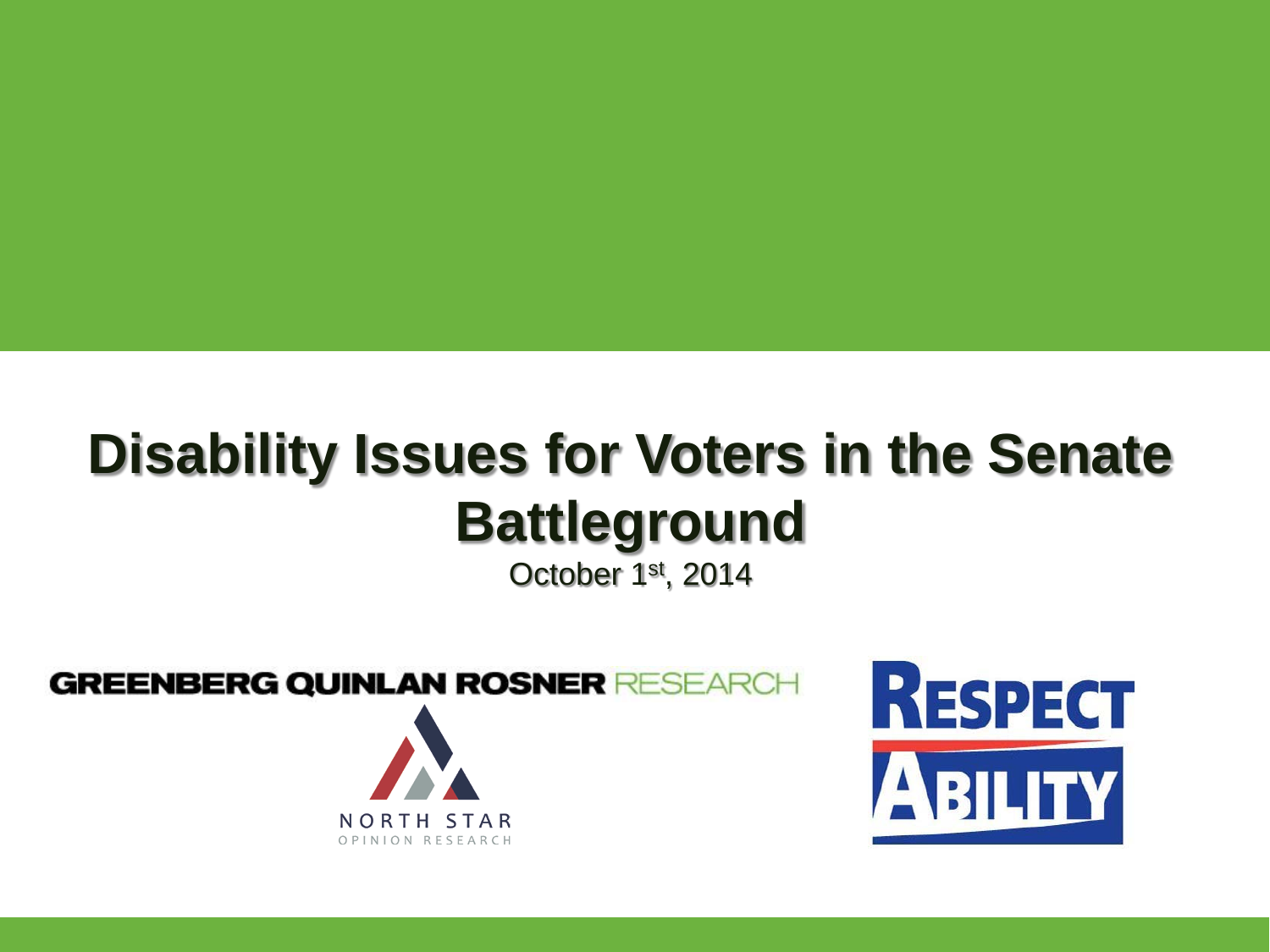# Disability Issues for Voters in the Senate Battleground

October 1st, 2014

GREENBERG QUINLAN ROSNER RESEARCH

NORTH STAR OPINION RESEARCH

RESPECT ABILITY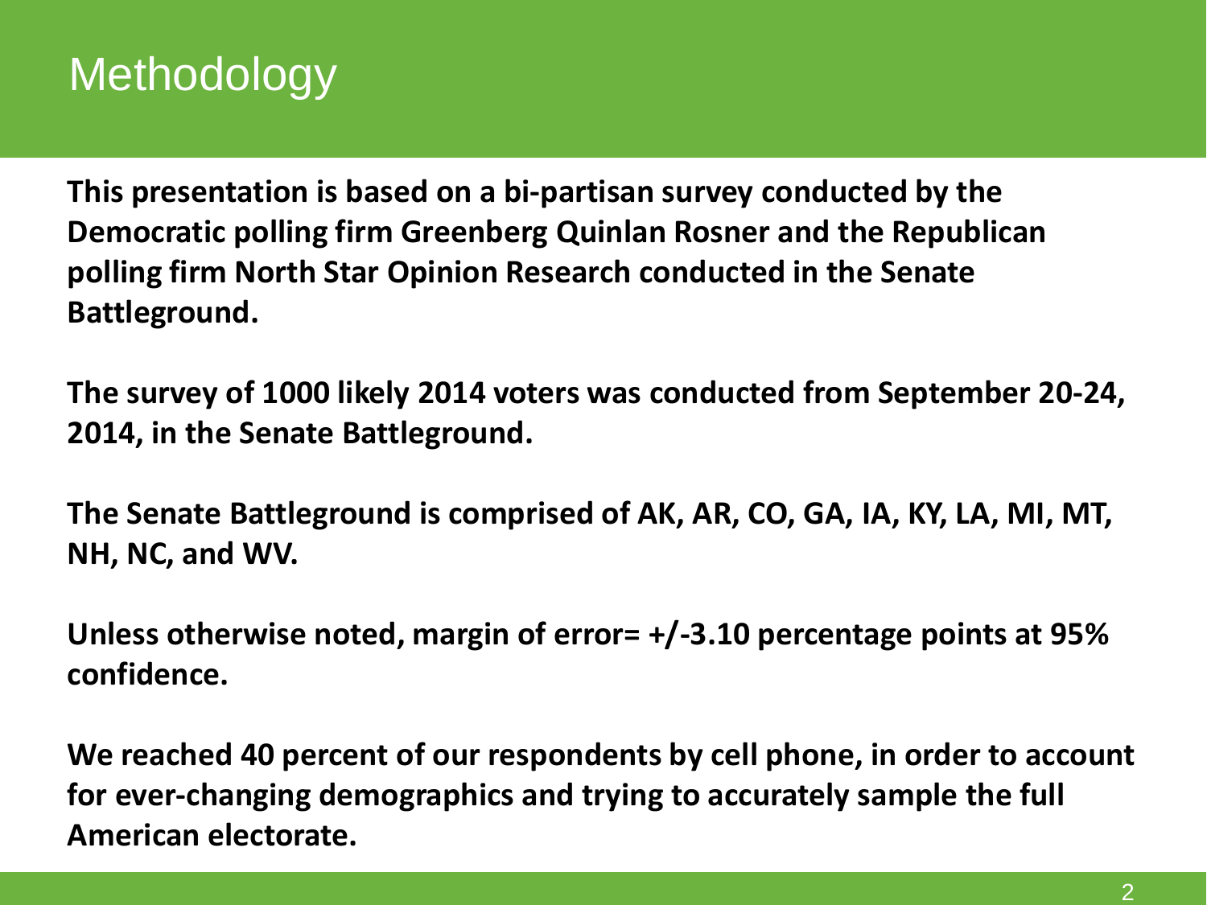# Methodology

**This presentation is based on a bi-partisan survey conducted by the Democratic polling firm Greenberg Quinlan Rosner and the Republican polling firm North Star Opinion Research conducted in the Senate Battleground.**

**The survey of 1000 likely 2014 voters was conducted from September 20-24, 2014, in the Senate Battleground.**

**The Senate Battleground is comprised of AK, AR, CO, GA, IA, KY, LA, MI, MT, NH, NC, and WV.**

**Unless otherwise noted, margin of error= +/-3.10 percentage points at 95% confidence.**

**We reached 40 percent of our respondents by cell phone, in order to account for ever-changing demographics and trying to accurately sample the full American electorate.**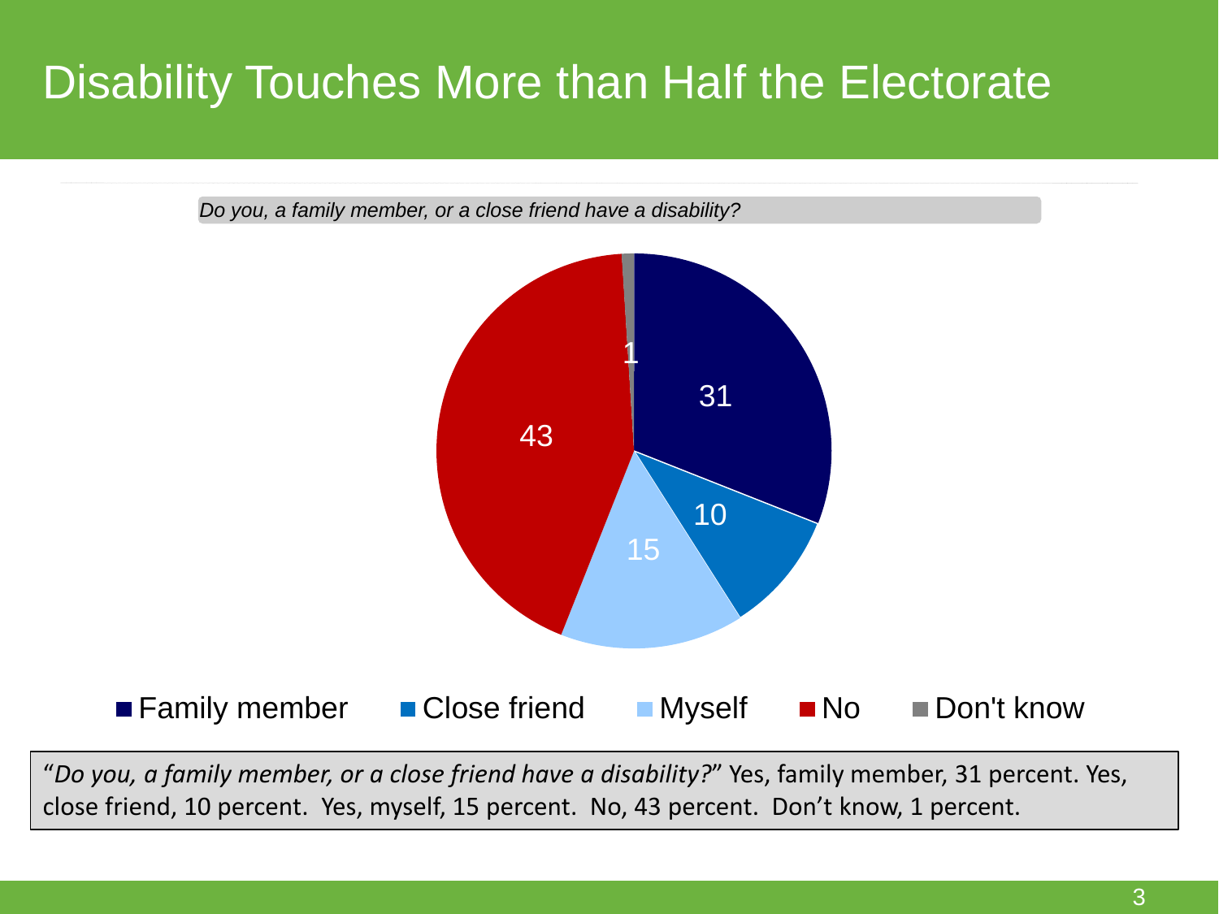# Disability Touches More than Half the Electorate

*Do you, a family member, or a close friend have a disability?*

| Response | Percent |
| --- | --- |
| Family member | 31 |
| Close friend | 10 |
| Myself | 15 |
| No | 43 |
| Don't know | 1 |

"*Do you, a family member, or a close friend have a disability?*" Yes, family member, 31 percent. Yes, close friend, 10 percent. Yes, myself, 15 percent. No, 43 percent. Don't know, 1 percent.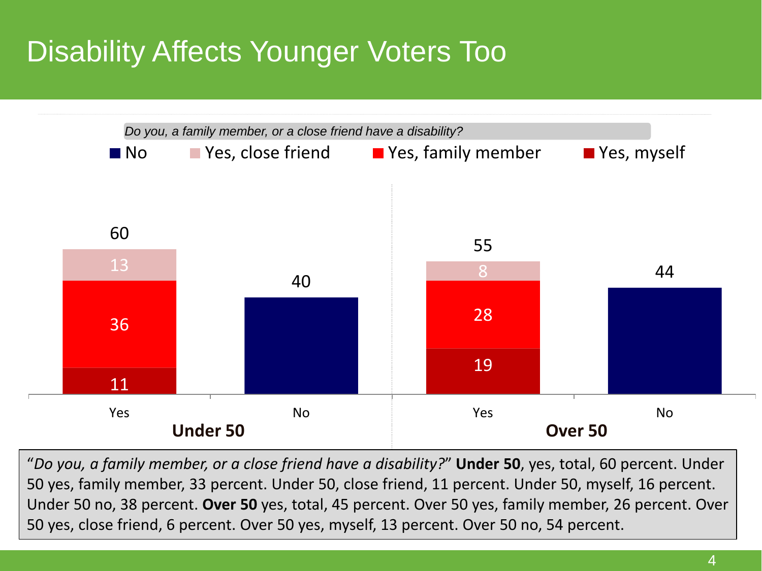# Disability Affects Younger Voters Too

*Do you, a family member, or a close friend have a disability?*

| | Under 50 – Yes | Under 50 – No | Over 50 – Yes | Over 50 – No |
|---|---|---|---|---|
| No | | 40 | | 44 |
| Yes, close friend | 13 | | 8 | |
| Yes, family member | 36 | | 28 | |
| Yes, myself | 11 | | 19 | |
| Total | 60 | 40 | 55 | 44 |

"*Do you, a family member, or a close friend have a disability?*" **Under 50**, yes, total, 60 percent. Under 50 yes, family member, 33 percent. Under 50, close friend, 11 percent. Under 50, myself, 16 percent. Under 50 no, 38 percent. **Over 50** yes, total, 45 percent. Over 50 yes, family member, 26 percent. Over 50 yes, close friend, 6 percent. Over 50 yes, myself, 13 percent. Over 50 no, 54 percent.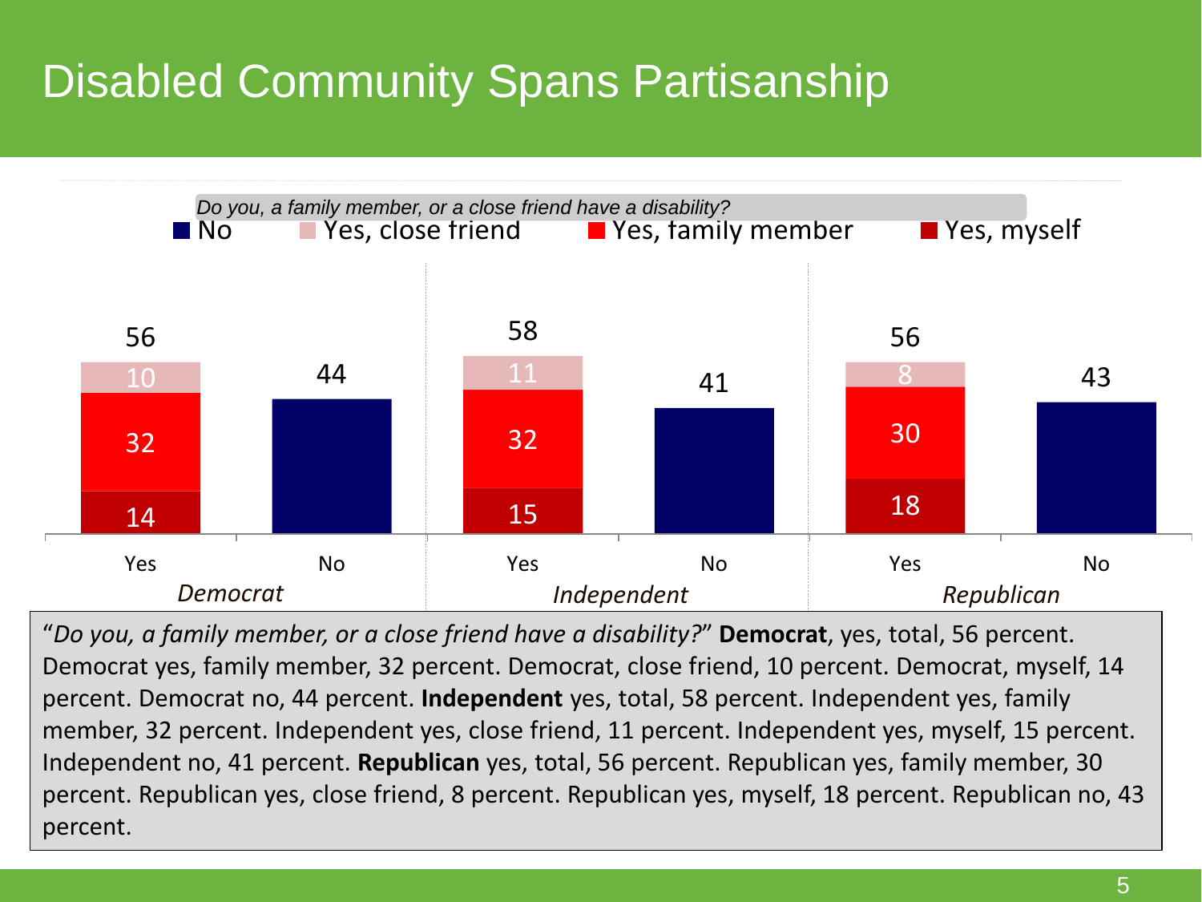# Disabled Community Spans Partisanship

*Do you, a family member, or a close friend have a disability?*

| | Democrat Yes | Democrat No | Independent Yes | Independent No | Republican Yes | Republican No |
|---|---|---|---|---|---|---|
| Total | 56 | 44 | 58 | 41 | 56 | 43 |
| Yes, close friend | 10 | | 11 | | 8 | |
| Yes, family member | 32 | | 32 | | 30 | |
| Yes, myself | 14 | | 15 | | 18 | |
| No | | 44 | | 41 | | 43 |

"*Do you, a family member, or a close friend have a disability?*" **Democrat**, yes, total, 56 percent. Democrat yes, family member, 32 percent. Democrat, close friend, 10 percent. Democrat, myself, 14 percent. Democrat no, 44 percent. **Independent** yes, total, 58 percent. Independent yes, family member, 32 percent. Independent yes, close friend, 11 percent. Independent yes, myself, 15 percent. Independent no, 41 percent. **Republican** yes, total, 56 percent. Republican yes, family member, 30 percent. Republican yes, close friend, 8 percent. Republican yes, myself, 18 percent. Republican no, 43 percent.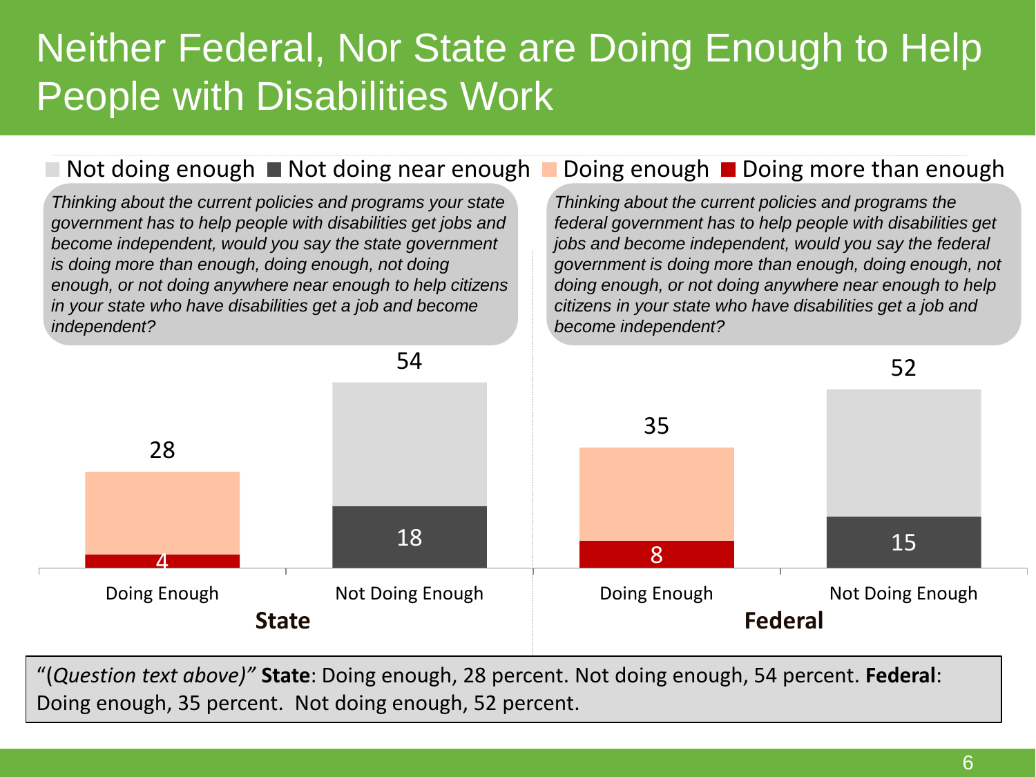# Neither Federal, Nor State are Doing Enough to Help People with Disabilities Work

Not doing enough | Not doing near enough | Doing enough | Doing more than enough

*Thinking about the current policies and programs your state government has to help people with disabilities get jobs and become independent, would you say the state government is doing more than enough, doing enough, not doing enough, or not doing anywhere near enough to help citizens in your state who have disabilities get a job and become independent?*

*Thinking about the current policies and programs the federal government has to help people with disabilities get jobs and become independent, would you say the federal government is doing more than enough, doing enough, not doing enough, or not doing anywhere near enough to help citizens in your state who have disabilities get a job and become independent?*

| | State: Doing Enough | State: Not Doing Enough | Federal: Doing Enough | Federal: Not Doing Enough |
|---|---|---|---|---|
| Total | 28 | 54 | 35 | 52 |
| Doing more than enough | 4 | | 8 | |
| Not doing near enough | | 18 | | 15 |

"(*Question text above)*" **State**: Doing enough, 28 percent. Not doing enough, 54 percent. **Federal**: Doing enough, 35 percent. Not doing enough, 52 percent.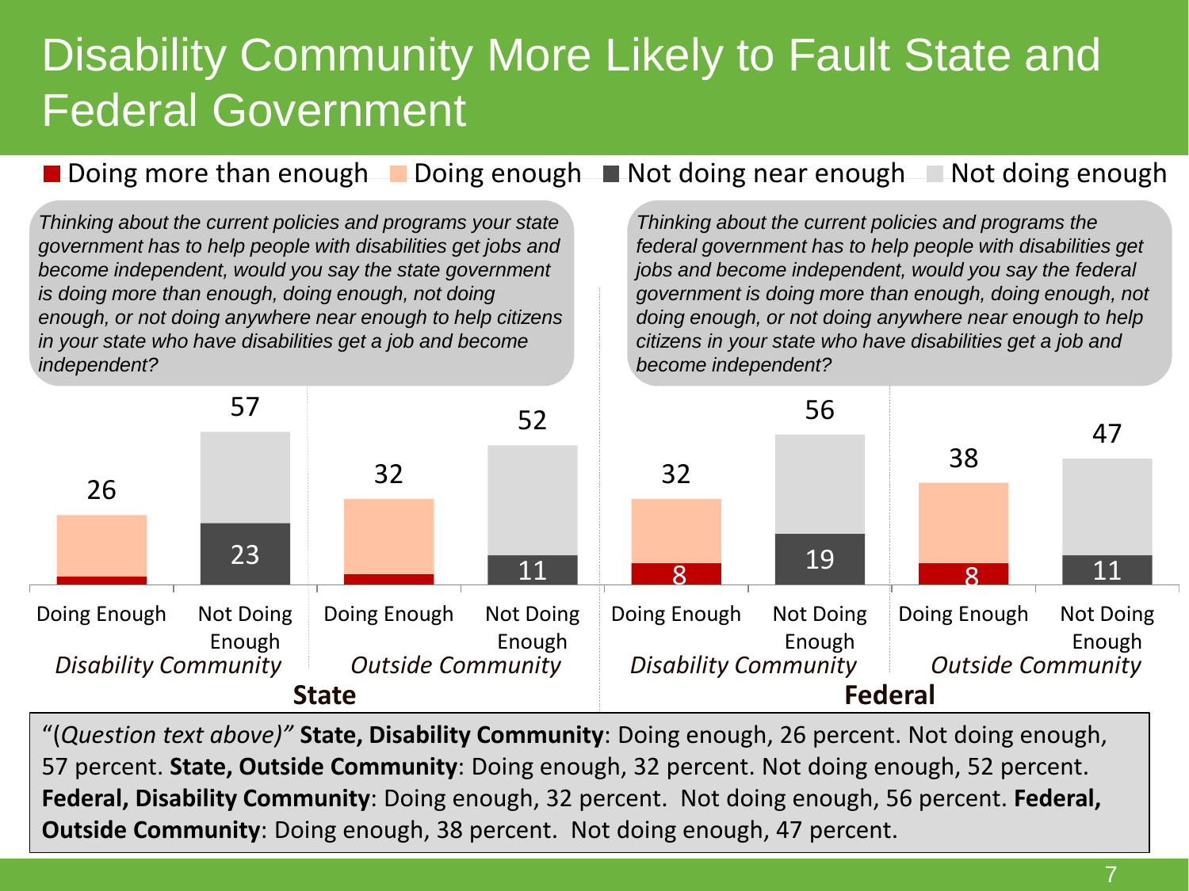# Disability Community More Likely to Fault State and Federal Government

Legend: Doing more than enough | Doing enough | Not doing near enough | Not doing enough

**State:** *Thinking about the current policies and programs your state government has to help people with disabilities get jobs and become independent, would you say the state government is doing more than enough, doing enough, not doing enough, or not doing anywhere near enough to help citizens in your state who have disabilities get a job and become independent?*

**Federal:** *Thinking about the current policies and programs the federal government has to help people with disabilities get jobs and become independent, would you say the federal government is doing more than enough, doing enough, not doing enough, or not doing anywhere near enough to help citizens in your state who have disabilities get a job and become independent?*

| | | Doing Enough | Not Doing Enough |
|---|---|---|---|
| State | *Disability Community* | 26 | 57 (Not doing near enough: 23) |
| State | *Outside Community* | 32 | 52 (Not doing near enough: 11) |
| Federal | *Disability Community* | 32 (Doing more than enough: 8) | 56 (Not doing near enough: 19) |
| Federal | *Outside Community* | 38 (Doing more than enough: 8) | 47 (Not doing near enough: 11) |

"(*Question text above)"* **State, Disability Community**: Doing enough, 26 percent. Not doing enough, 57 percent. **State, Outside Community**: Doing enough, 32 percent. Not doing enough, 52 percent. **Federal, Disability Community**: Doing enough, 32 percent. Not doing enough, 56 percent. **Federal, Outside Community**: Doing enough, 38 percent. Not doing enough, 47 percent.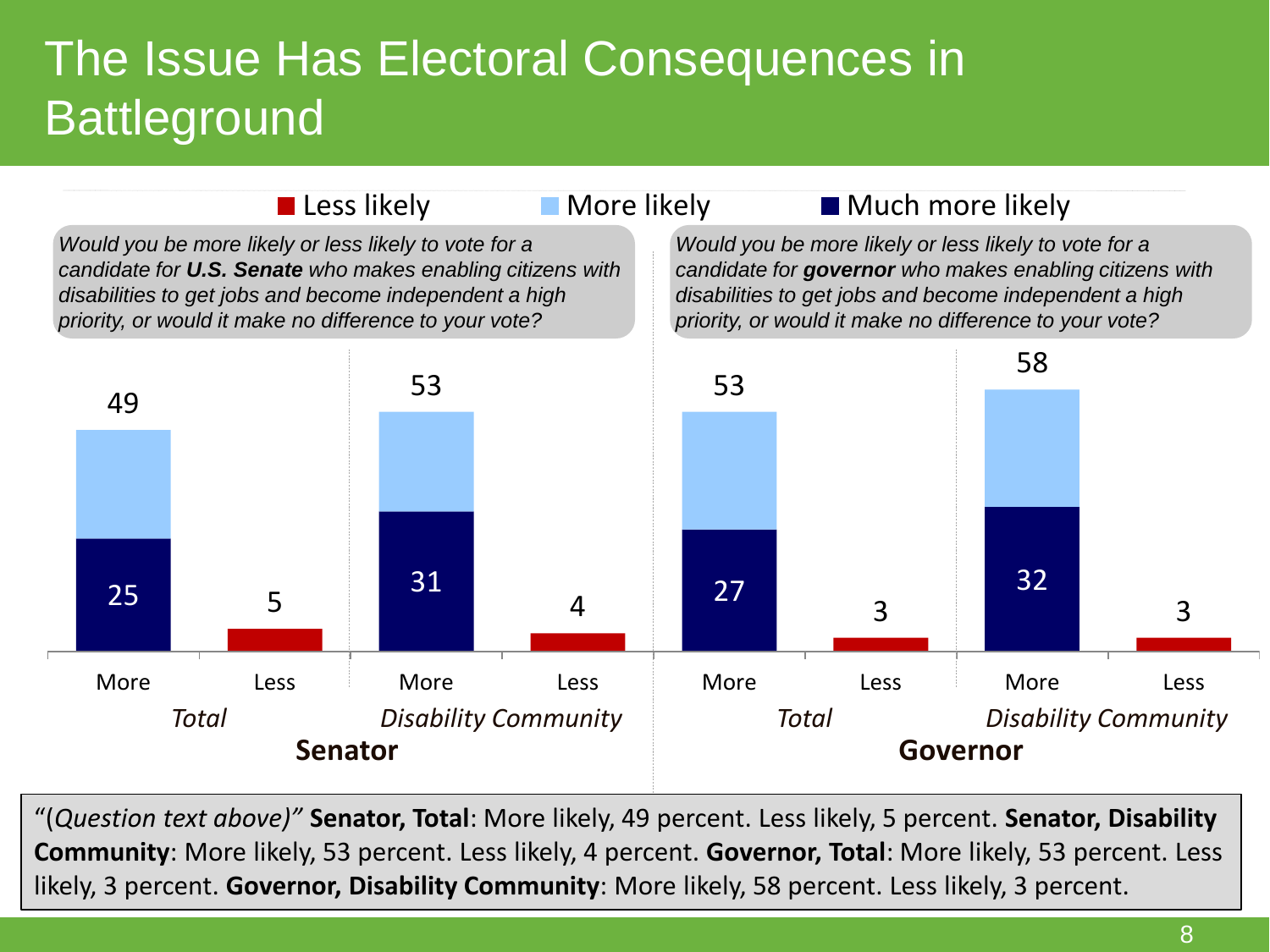# The Issue Has Electoral Consequences in Battleground

■ Less likely ■ More likely ■ Much more likely

*Would you be more likely or less likely to vote for a candidate for* ***U.S. Senate*** *who makes enabling citizens with disabilities to get jobs and become independent a high priority, or would it make no difference to your vote?*

*Would you be more likely or less likely to vote for a candidate for* ***governor*** *who makes enabling citizens with disabilities to get jobs and become independent a high priority, or would it make no difference to your vote?*

| Office | Group | | Much more likely | More likely (total) | Less likely |
|---|---|---|---|---|---|
| **Senator** | *Total* | More | 25 | 49 | |
| | | Less | | | 5 |
| | *Disability Community* | More | 31 | 53 | |
| | | Less | | | 4 |
| **Governor** | *Total* | More | 27 | 53 | |
| | | Less | | | 3 |
| | *Disability Community* | More | 32 | 58 | |
| | | Less | | | 3 |

"(*Question text above)*" **Senator, Total**: More likely, 49 percent. Less likely, 5 percent. **Senator, Disability Community**: More likely, 53 percent. Less likely, 4 percent. **Governor, Total**: More likely, 53 percent. Less likely, 3 percent. **Governor, Disability Community**: More likely, 58 percent. Less likely, 3 percent.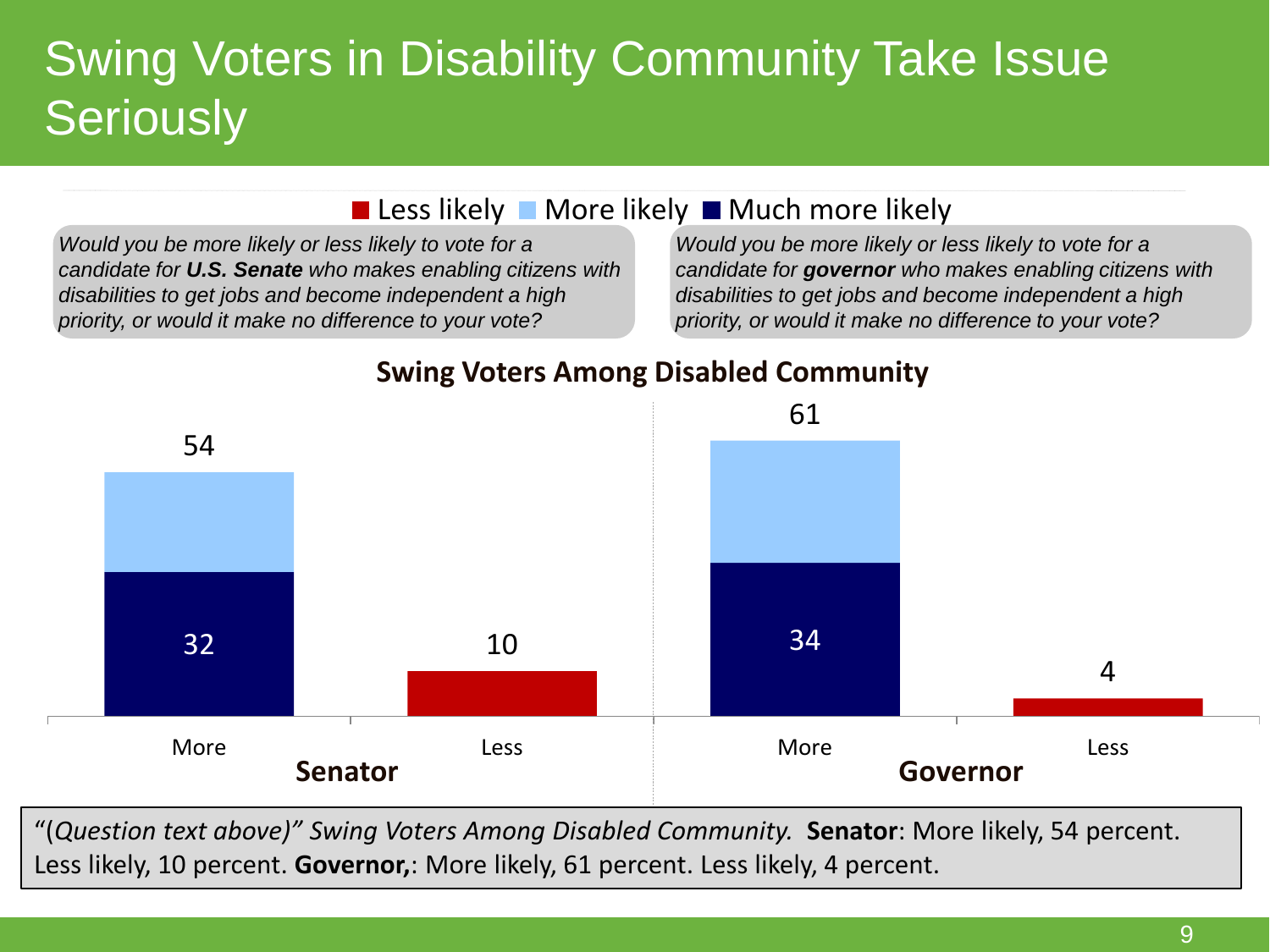# Swing Voters in Disability Community Take Issue Seriously

■ Less likely ■ More likely ■ Much more likely

*Would you be more likely or less likely to vote for a candidate for* ***U.S. Senate*** *who makes enabling citizens with disabilities to get jobs and become independent a high priority, or would it make no difference to your vote?*

*Would you be more likely or less likely to vote for a candidate for* ***governor*** *who makes enabling citizens with disabilities to get jobs and become independent a high priority, or would it make no difference to your vote?*

**Swing Voters Among Disabled Community**

| | Senator: More | Senator: Less | Governor: More | Governor: Less |
|---|---|---|---|---|
| Total | 54 | 10 | 61 | 4 |
| Much more likely | 32 | | 34 | |

"(*Question text above)" Swing Voters Among Disabled Community.* **Senator**: More likely, 54 percent. Less likely, 10 percent. **Governor,**: More likely, 61 percent. Less likely, 4 percent.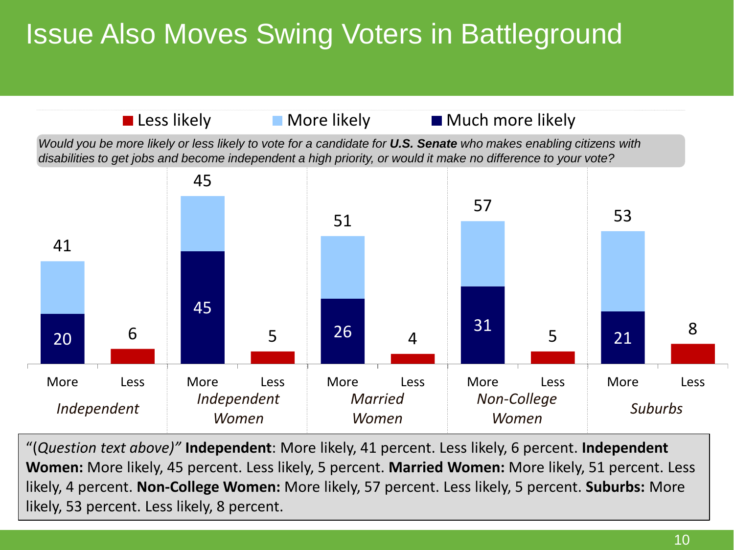# Issue Also Moves Swing Voters in Battleground

*Would you be more likely or less likely to vote for a candidate for **U.S. Senate** who makes enabling citizens with disabilities to get jobs and become independent a high priority, or would it make no difference to your vote?*

| Group | More likely (total) | Much more likely | Less likely |
| --- | --- | --- | --- |
| *Independent* | 41 | 20 | 6 |
| *Independent Women* | 45 | 45 | 5 |
| *Married Women* | 51 | 26 | 4 |
| *Non-College Women* | 57 | 31 | 5 |
| *Suburbs* | 53 | 21 | 8 |

"(*Question text above)"* **Independent**: More likely, 41 percent. Less likely, 6 percent. **Independent Women:** More likely, 45 percent. Less likely, 5 percent. **Married Women:** More likely, 51 percent. Less likely, 4 percent. **Non-College Women:** More likely, 57 percent. Less likely, 5 percent. **Suburbs:** More likely, 53 percent. Less likely, 8 percent.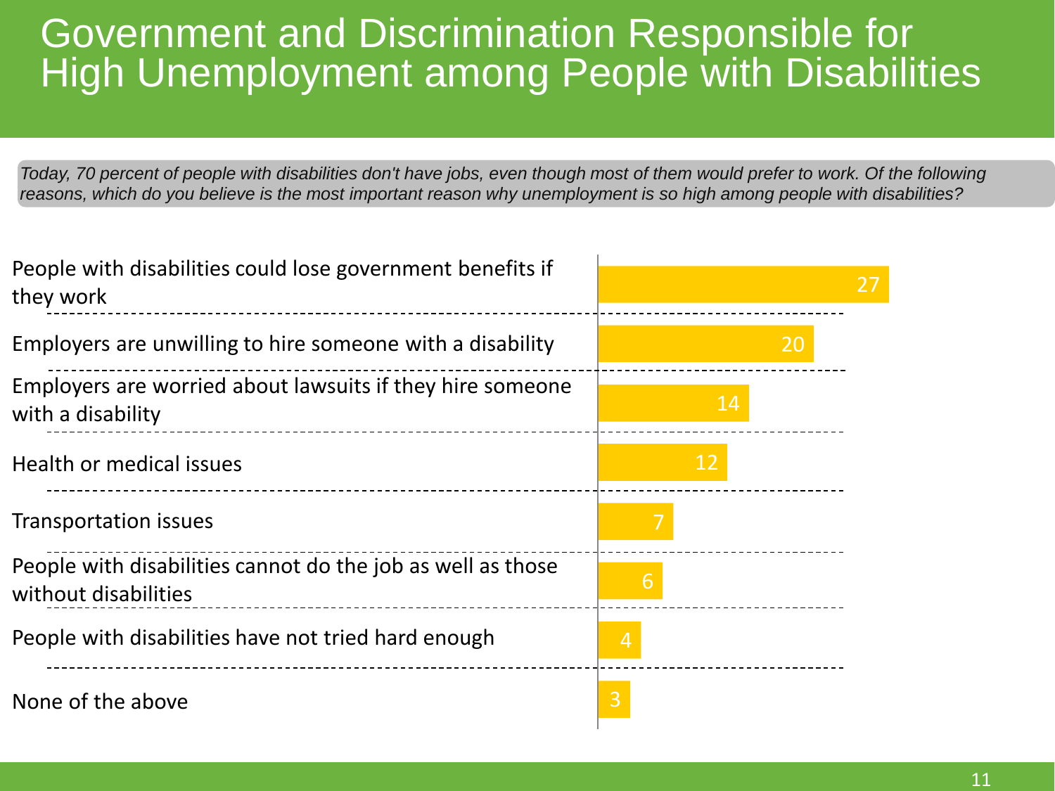# Government and Discrimination Responsible for High Unemployment among People with Disabilities

*Today, 70 percent of people with disabilities don't have jobs, even though most of them would prefer to work. Of the following reasons, which do you believe is the most important reason why unemployment is so high among people with disabilities?*

| Reason | % |
|---|---|
| People with disabilities could lose government benefits if they work | 27 |
| Employers are unwilling to hire someone with a disability | 20 |
| Employers are worried about lawsuits if they hire someone with a disability | 14 |
| Health or medical issues | 12 |
| Transportation issues | 7 |
| People with disabilities cannot do the job as well as those without disabilities | 6 |
| People with disabilities have not tried hard enough | 4 |
| None of the above | 3 |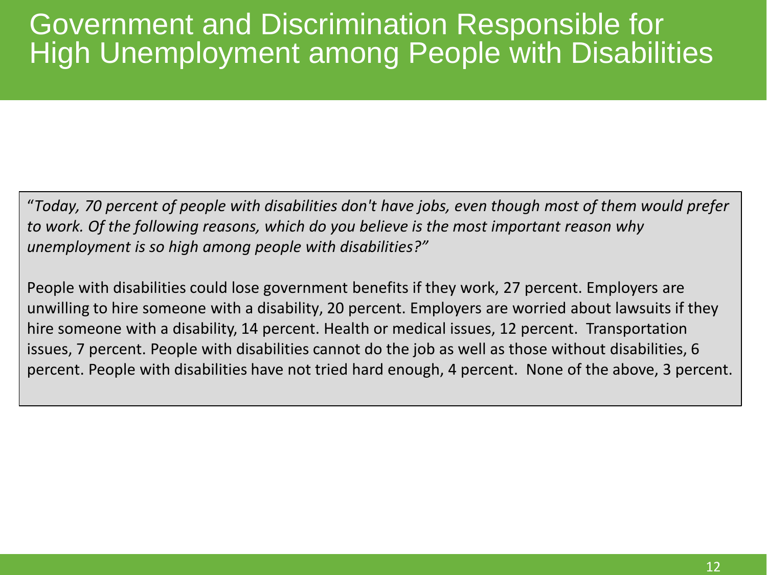# Government and Discrimination Responsible for High Unemployment among People with Disabilities

"*Today, 70 percent of people with disabilities don't have jobs, even though most of them would prefer to work. Of the following reasons, which do you believe is the most important reason why unemployment is so high among people with disabilities?*"

People with disabilities could lose government benefits if they work, 27 percent. Employers are unwilling to hire someone with a disability, 20 percent. Employers are worried about lawsuits if they hire someone with a disability, 14 percent. Health or medical issues, 12 percent. Transportation issues, 7 percent. People with disabilities cannot do the job as well as those without disabilities, 6 percent. People with disabilities have not tried hard enough, 4 percent. None of the above, 3 percent.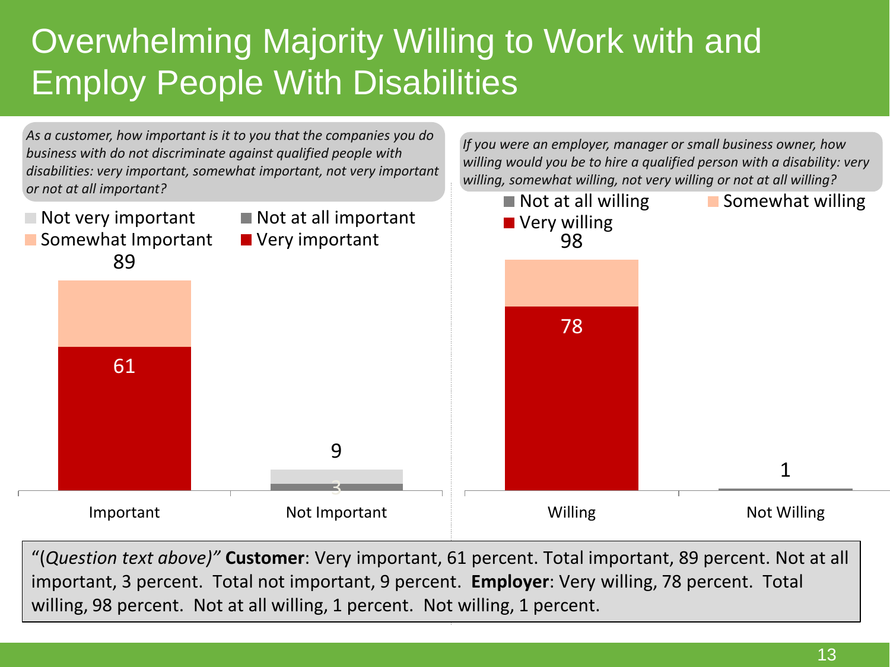# Overwhelming Majority Willing to Work with and Employ People With Disabilities

*As a customer, how important is it to you that the companies you do business with do not discriminate against qualified people with disabilities: very important, somewhat important, not very important or not at all important?*

Not very important | Not at all important | Somewhat Important | Very important

| | Important | Not Important |
|---|---|---|
| Total | 89 | 9 |
| Very important | 61 | |
| Not at all important | | 3 |

*If you were an employer, manager or small business owner, how willing would you be to hire a qualified person with a disability: very willing, somewhat willing, not very willing or not at all willing?*

Not at all willing | Somewhat willing | Very willing

| | Willing | Not Willing |
|---|---|---|
| Total | 98 | 1 |
| Very willing | 78 | |

"(*Question text above)*" **Customer**: Very important, 61 percent. Total important, 89 percent. Not at all important, 3 percent. Total not important, 9 percent. **Employer**: Very willing, 78 percent. Total willing, 98 percent. Not at all willing, 1 percent. Not willing, 1 percent.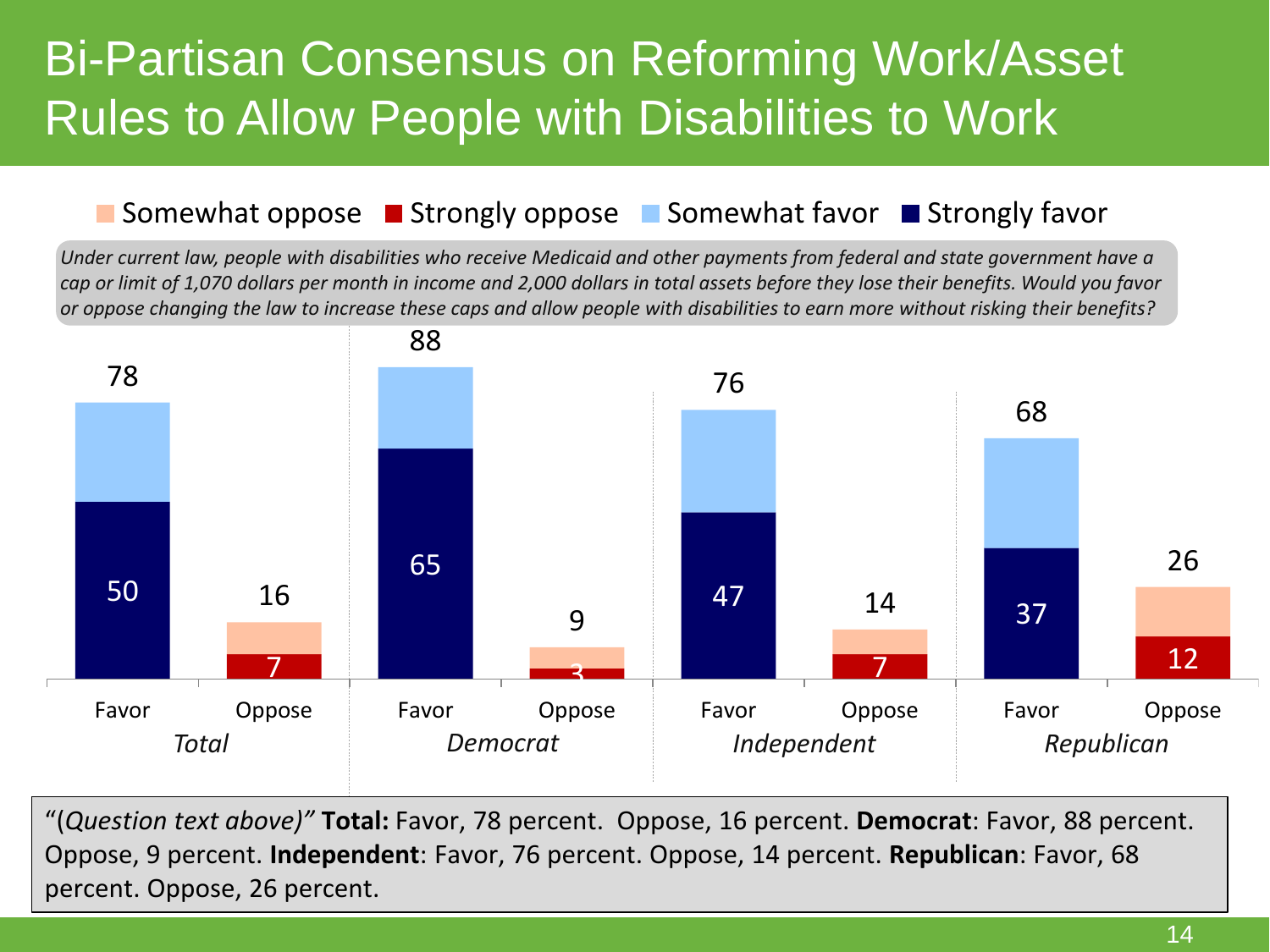# Bi-Partisan Consensus on Reforming Work/Asset Rules to Allow People with Disabilities to Work

Somewhat oppose | Strongly oppose | Somewhat favor | Strongly favor

*Under current law, people with disabilities who receive Medicaid and other payments from federal and state government have a cap or limit of 1,070 dollars per month in income and 2,000 dollars in total assets before they lose their benefits. Would you favor or oppose changing the law to increase these caps and allow people with disabilities to earn more without risking their benefits?*

| | Total | | Democrat | | Independent | | Republican | |
|---|---|---|---|---|---|---|---|---|
| | Favor | Oppose | Favor | Oppose | Favor | Oppose | Favor | Oppose |
| Total | 78 | 16 | 88 | 9 | 76 | 14 | 68 | 26 |
| Strongly | 50 | 7 | 65 | 3 | 47 | 7 | 37 | 12 |

"(*Question text above)*" **Total:** Favor, 78 percent. Oppose, 16 percent. **Democrat**: Favor, 88 percent. Oppose, 9 percent. **Independent**: Favor, 76 percent. Oppose, 14 percent. **Republican**: Favor, 68 percent. Oppose, 26 percent.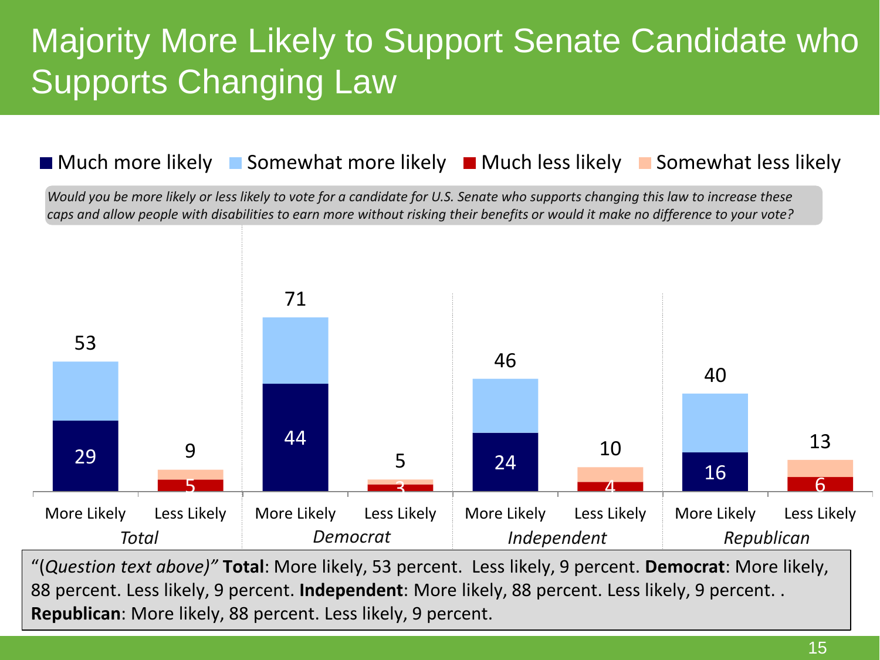# Majority More Likely to Support Senate Candidate who Supports Changing Law

■ Much more likely ■ Somewhat more likely ■ Much less likely ■ Somewhat less likely

*Would you be more likely or less likely to vote for a candidate for U.S. Senate who supports changing this law to increase these caps and allow people with disabilities to earn more without risking their benefits or would it make no difference to your vote?*

| Group | | Total | Much more / Much less likely |
|---|---|---|---|
| Total | More Likely | 53 | 29 |
| Total | Less Likely | 9 | 5 |
| Democrat | More Likely | 71 | 44 |
| Democrat | Less Likely | 5 | 3 |
| Independent | More Likely | 46 | 24 |
| Independent | Less Likely | 10 | 4 |
| Republican | More Likely | 40 | 16 |
| Republican | Less Likely | 13 | 6 |

"(*Question text above)"* **Total**: More likely, 53 percent. Less likely, 9 percent. **Democrat**: More likely, 88 percent. Less likely, 9 percent. **Independent**: More likely, 88 percent. Less likely, 9 percent. . **Republican**: More likely, 88 percent. Less likely, 9 percent.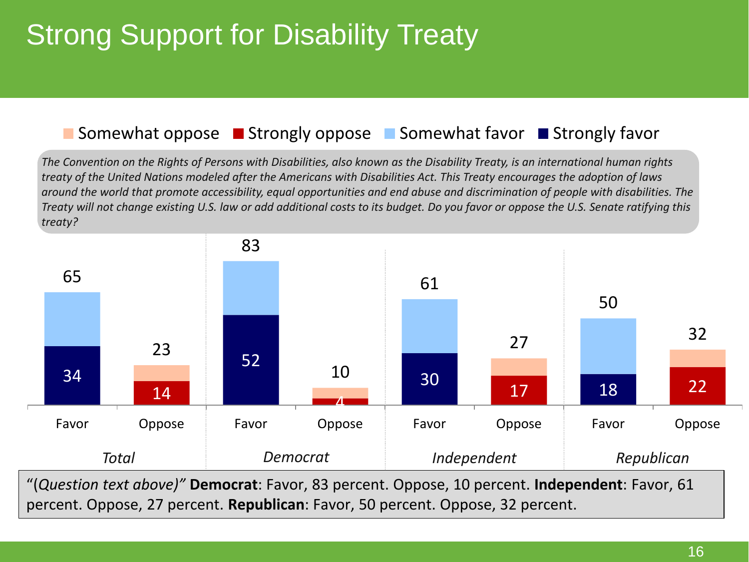# Strong Support for Disability Treaty

*The Convention on the Rights of Persons with Disabilities, also known as the Disability Treaty, is an international human rights treaty of the United Nations modeled after the Americans with Disabilities Act. This Treaty encourages the adoption of laws around the world that promote accessibility, equal opportunities and end abuse and discrimination of people with disabilities. The Treaty will not change existing U.S. law or add additional costs to its budget. Do you favor or oppose the U.S. Senate ratifying this treaty?*

| | Favor (total) | Strongly favor | Oppose (total) | Strongly oppose |
|---|---|---|---|---|
| Total | 65 | 34 | 23 | 14 |
| Democrat | 83 | 52 | 10 | 4 |
| Independent | 61 | 30 | 27 | 17 |
| Republican | 50 | 18 | 32 | 22 |

"(*Question text above)*" **Democrat**: Favor, 83 percent. Oppose, 10 percent. **Independent**: Favor, 61 percent. Oppose, 27 percent. **Republican**: Favor, 50 percent. Oppose, 32 percent.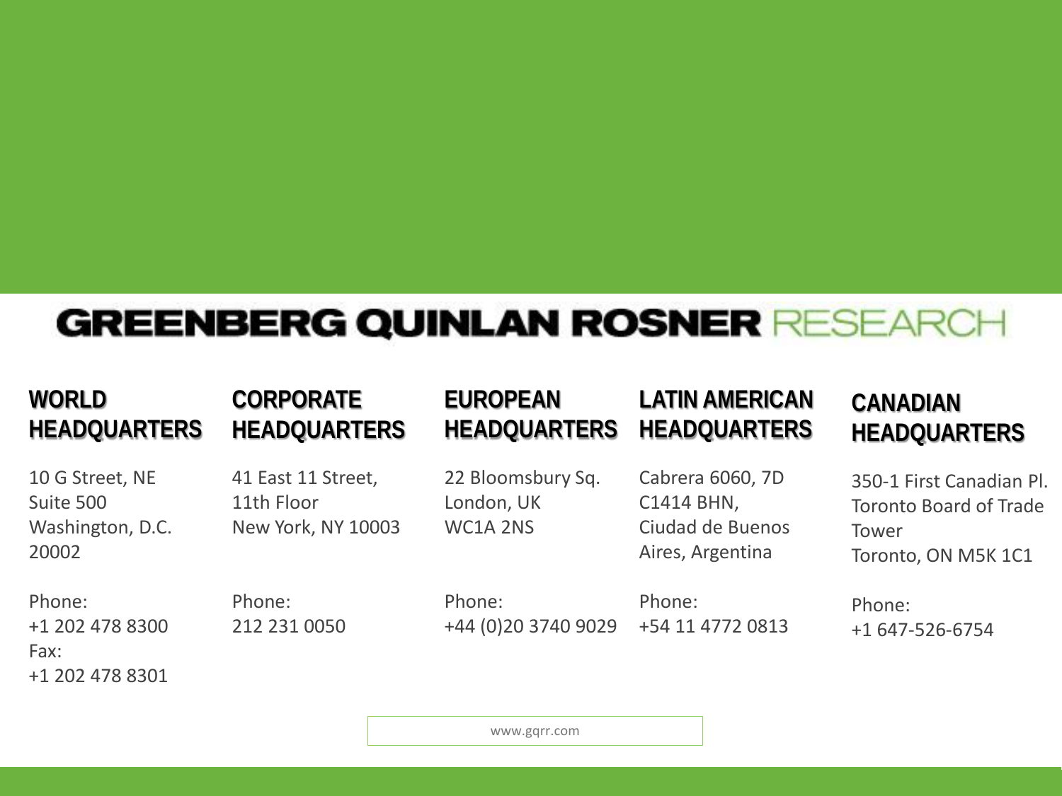# GREENBERG QUINLAN ROSNER RESEARCH

## WORLD HEADQUARTERS

10 G Street, NE
Suite 500
Washington, D.C.
20002

Phone:
+1 202 478 8300
Fax:
+1 202 478 8301

## CORPORATE HEADQUARTERS

41 East 11 Street,
11th Floor
New York, NY 10003

Phone:
212 231 0050

## EUROPEAN HEADQUARTERS

22 Bloomsbury Sq.
London, UK
WC1A 2NS

Phone:
+44 (0)20 3740 9029

## LATIN AMERICAN HEADQUARTERS

Cabrera 6060, 7D
C1414 BHN,
Ciudad de Buenos
Aires, Argentina

Phone:
+54 11 4772 0813

## CANADIAN HEADQUARTERS

350-1 First Canadian Pl.
Toronto Board of Trade
Tower
Toronto, ON M5K 1C1

Phone:
+1 647-526-6754

www.gqrr.com